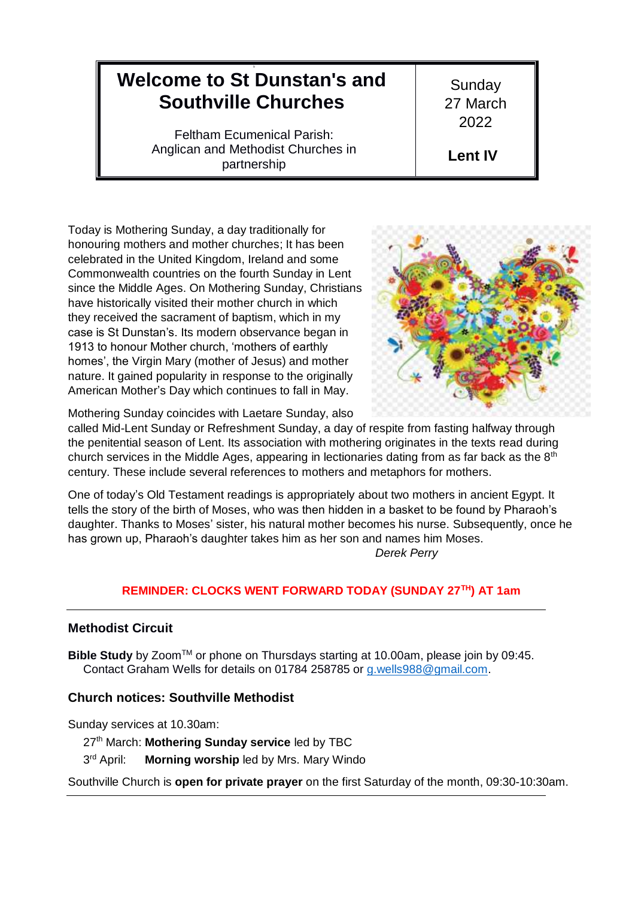| Welcome to St Dunstan's and Southville Churches<br><br>Feltham Ecumenical Parish: Anglican and Methodist Churches in partnership | Sunday 27 March 2022<br><br>**Lent IV** |
|---|---|

Today is Mothering Sunday, a day traditionally for honouring mothers and mother churches; It has been celebrated in the United Kingdom, Ireland and some Commonwealth countries on the fourth Sunday in Lent since the Middle Ages. On Mothering Sunday, Christians have historically visited their mother church in which they received the sacrament of baptism, which in my case is St Dunstan's. Its modern observance began in 1913 to honour Mother church, 'mothers of earthly homes', the Virgin Mary (mother of Jesus) and mother nature. It gained popularity in response to the originally American Mother's Day which continues to fall in May.

Mothering Sunday coincides with Laetare Sunday, also called Mid-Lent Sunday or Refreshment Sunday, a day of respite from fasting halfway through the penitential season of Lent. Its association with mothering originates in the texts read during church services in the Middle Ages, appearing in lectionaries dating from as far back as the 8th century. These include several references to mothers and metaphors for mothers.

One of today's Old Testament readings is appropriately about two mothers in ancient Egypt. It tells the story of the birth of Moses, who was then hidden in a basket to be found by Pharaoh's daughter. Thanks to Moses' sister, his natural mother becomes his nurse. Subsequently, once he has grown up, Pharaoh's daughter takes him as her son and names him Moses.

*Derek Perry*

**REMINDER: CLOCKS WENT FORWARD TODAY (SUNDAY 27TH) AT 1am**

---

### Methodist Circuit

**Bible Study** by Zoom™ or phone on Thursdays starting at 10.00am, please join by 09:45. Contact Graham Wells for details on 01784 258785 or g.wells988@gmail.com.

### Church notices: Southville Methodist

Sunday services at 10.30am:

- 27th March: **Mothering Sunday service** led by TBC
- 3rd April: **Morning worship** led by Mrs. Mary Windo

Southville Church is **open for private prayer** on the first Saturday of the month, 09:30-10:30am.

---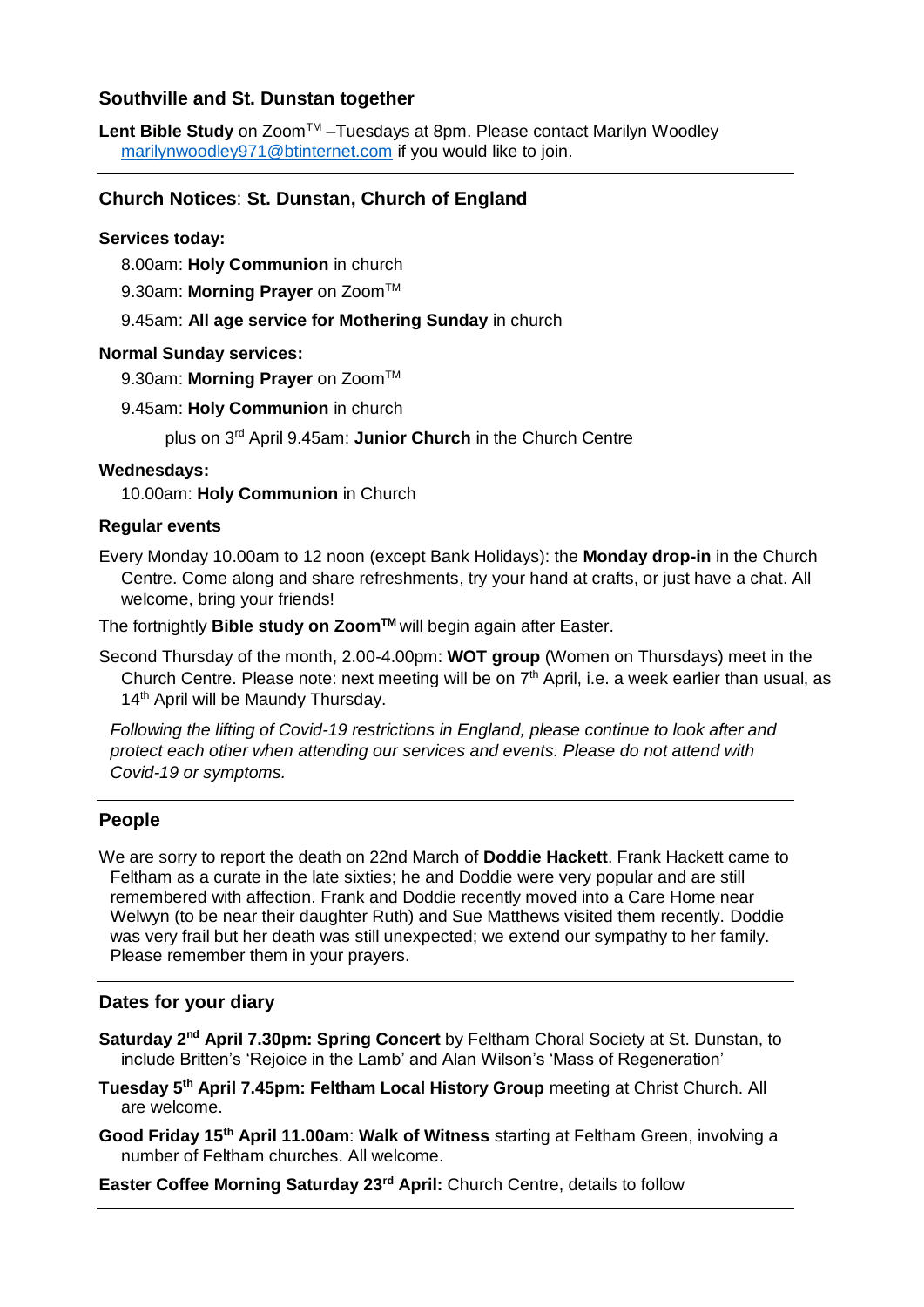## Southville and St. Dunstan together

**Lent Bible Study** on Zoom™ –Tuesdays at 8pm. Please contact Marilyn Woodley marilynwoodley971@btinternet.com if you would like to join.

---

## Church Notices: St. Dunstan, Church of England

### Services today:

8.00am: **Holy Communion** in church

9.30am: **Morning Prayer** on Zoom™

9.45am: **All age service for Mothering Sunday** in church

### Normal Sunday services:

9.30am: **Morning Prayer** on Zoom™

9.45am: **Holy Communion** in church

plus on 3rd April 9.45am: **Junior Church** in the Church Centre

### Wednesdays:

10.00am: **Holy Communion** in Church

### Regular events

Every Monday 10.00am to 12 noon (except Bank Holidays): the **Monday drop-in** in the Church Centre. Come along and share refreshments, try your hand at crafts, or just have a chat. All welcome, bring your friends!

The fortnightly **Bible study on Zoom™** will begin again after Easter.

Second Thursday of the month, 2.00-4.00pm: **WOT group** (Women on Thursdays) meet in the Church Centre. Please note: next meeting will be on 7th April, i.e. a week earlier than usual, as 14th April will be Maundy Thursday.

*Following the lifting of Covid-19 restrictions in England, please continue to look after and protect each other when attending our services and events. Please do not attend with Covid-19 or symptoms.*

---

## People

We are sorry to report the death on 22nd March of **Doddie Hackett**. Frank Hackett came to Feltham as a curate in the late sixties; he and Doddie were very popular and are still remembered with affection. Frank and Doddie recently moved into a Care Home near Welwyn (to be near their daughter Ruth) and Sue Matthews visited them recently. Doddie was very frail but her death was still unexpected; we extend our sympathy to her family. Please remember them in your prayers.

---

## Dates for your diary

**Saturday 2nd April 7.30pm: Spring Concert** by Feltham Choral Society at St. Dunstan, to include Britten's 'Rejoice in the Lamb' and Alan Wilson's 'Mass of Regeneration'

**Tuesday 5th April 7.45pm: Feltham Local History Group** meeting at Christ Church. All are welcome.

**Good Friday 15th April 11.00am**: **Walk of Witness** starting at Feltham Green, involving a number of Feltham churches. All welcome.

**Easter Coffee Morning Saturday 23rd April:** Church Centre, details to follow

---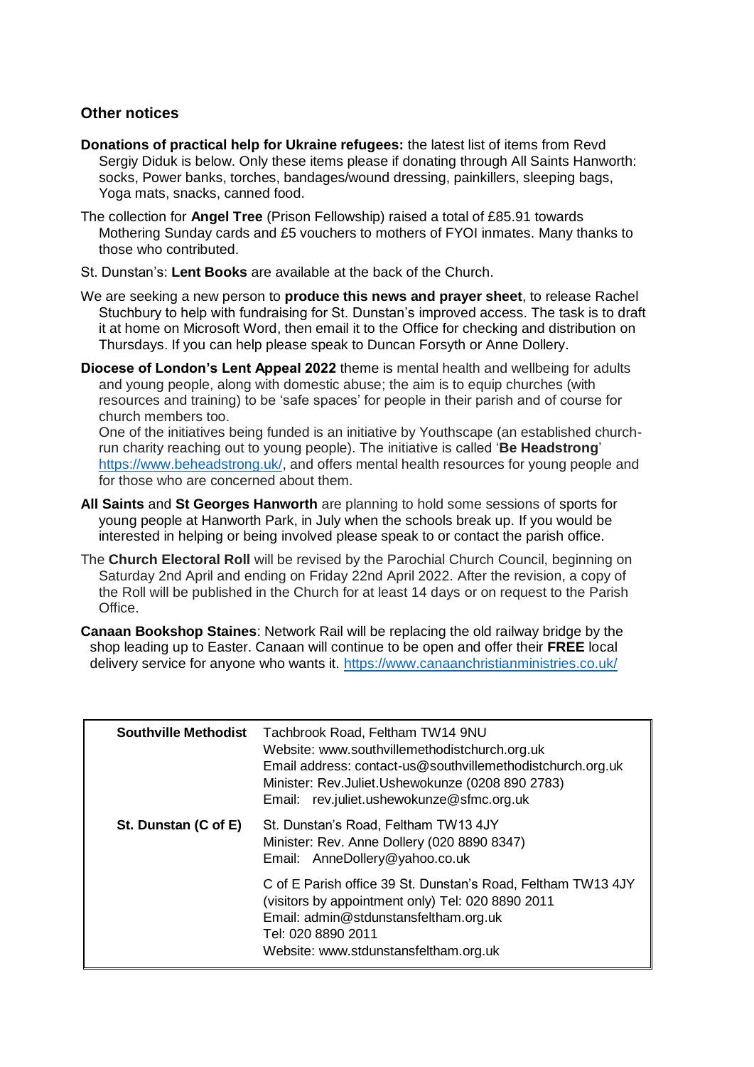## Other notices

**Donations of practical help for Ukraine refugees:** the latest list of items from Revd Sergiy Diduk is below. Only these items please if donating through All Saints Hanworth: socks, Power banks, torches, bandages/wound dressing, painkillers, sleeping bags, Yoga mats, snacks, canned food.

The collection for **Angel Tree** (Prison Fellowship) raised a total of £85.91 towards Mothering Sunday cards and £5 vouchers to mothers of FYOI inmates. Many thanks to those who contributed.

St. Dunstan's: **Lent Books** are available at the back of the Church.

We are seeking a new person to **produce this news and prayer sheet**, to release Rachel Stuchbury to help with fundraising for St. Dunstan's improved access. The task is to draft it at home on Microsoft Word, then email it to the Office for checking and distribution on Thursdays. If you can help please speak to Duncan Forsyth or Anne Dollery.

**Diocese of London's Lent Appeal 2022** theme is mental health and wellbeing for adults and young people, along with domestic abuse; the aim is to equip churches (with resources and training) to be 'safe spaces' for people in their parish and of course for church members too.
One of the initiatives being funded is an initiative by Youthscape (an established church-run charity reaching out to young people). The initiative is called '**Be Headstrong**' https://www.beheadstrong.uk/, and offers mental health resources for young people and for those who are concerned about them.

**All Saints** and **St Georges Hanworth** are planning to hold some sessions of sports for young people at Hanworth Park, in July when the schools break up. If you would be interested in helping or being involved please speak to or contact the parish office.

The **Church Electoral Roll** will be revised by the Parochial Church Council, beginning on Saturday 2nd April and ending on Friday 22nd April 2022. After the revision, a copy of the Roll will be published in the Church for at least 14 days or on request to the Parish Office.

**Canaan Bookshop Staines**: Network Rail will be replacing the old railway bridge by the shop leading up to Easter. Canaan will continue to be open and offer their **FREE** local delivery service for anyone who wants it. https://www.canaanchristianministries.co.uk/

| | |
|---|---|
| **Southville Methodist** | Tachbrook Road, Feltham TW14 9NU<br>Website: www.southvillemethodistchurch.org.uk<br>Email address: contact-us@southvillemethodistchurch.org.uk<br>Minister: Rev.Juliet.Ushewokunze (0208 890 2783)<br>Email: rev.juliet.ushewokunze@sfmc.org.uk |
| **St. Dunstan (C of E)** | St. Dunstan's Road, Feltham TW13 4JY<br>Minister: Rev. Anne Dollery (020 8890 8347)<br>Email: AnneDollery@yahoo.co.uk |
| | C of E Parish office 39 St. Dunstan's Road, Feltham TW13 4JY (visitors by appointment only) Tel: 020 8890 2011<br>Email: admin@stdunstansfeltham.org.uk<br>Tel: 020 8890 2011<br>Website: www.stdunstansfeltham.org.uk |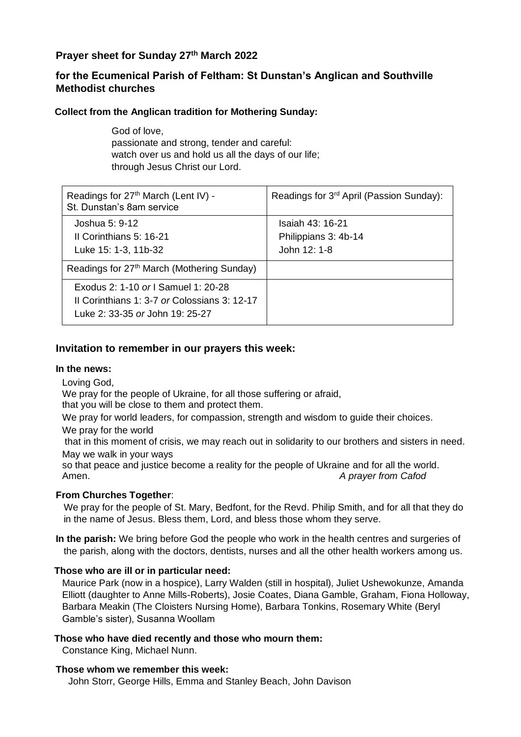## Prayer sheet for Sunday 27th March 2022

## for the Ecumenical Parish of Feltham: St Dunstan's Anglican and Southville Methodist churches

**Collect from the Anglican tradition for Mothering Sunday:**

God of love,
passionate and strong, tender and careful:
watch over us and hold us all the days of our life;
through Jesus Christ our Lord.

| Readings for 27th March (Lent IV) - St. Dunstan's 8am service | Readings for 3rd April (Passion Sunday): |
|---|---|
| Joshua 5: 9-12<br>II Corinthians 5: 16-21<br>Luke 15: 1-3, 11b-32 | Isaiah 43: 16-21<br>Philippians 3: 4b-14<br>John 12: 1-8 |
| Readings for 27th March (Mothering Sunday) | |
| Exodus 2: 1-10 *or* I Samuel 1: 20-28<br>II Corinthians 1: 3-7 *or* Colossians 3: 12-17<br>Luke 2: 33-35 *or* John 19: 25-27 | |

### Invitation to remember in our prayers this week:

**In the news:**

Loving God,
We pray for the people of Ukraine, for all those suffering or afraid,
that you will be close to them and protect them.
We pray for world leaders, for compassion, strength and wisdom to guide their choices.
We pray for the world
that in this moment of crisis, we may reach out in solidarity to our brothers and sisters in need.
May we walk in your ways
so that peace and justice become a reality for the people of Ukraine and for all the world.
Amen. *A prayer from Cafod*

**From Churches Together**:

We pray for the people of St. Mary, Bedfont, for the Revd. Philip Smith, and for all that they do in the name of Jesus. Bless them, Lord, and bless those whom they serve.

**In the parish:** We bring before God the people who work in the health centres and surgeries of the parish, along with the doctors, dentists, nurses and all the other health workers among us.

**Those who are ill or in particular need:**

Maurice Park (now in a hospice), Larry Walden (still in hospital), Juliet Ushewokunze, Amanda Elliott (daughter to Anne Mills-Roberts), Josie Coates, Diana Gamble, Graham, Fiona Holloway, Barbara Meakin (The Cloisters Nursing Home), Barbara Tonkins, Rosemary White (Beryl Gamble's sister), Susanna Woollam

**Those who have died recently and those who mourn them:**

Constance King, Michael Nunn.

**Those whom we remember this week:**

John Storr, George Hills, Emma and Stanley Beach, John Davison